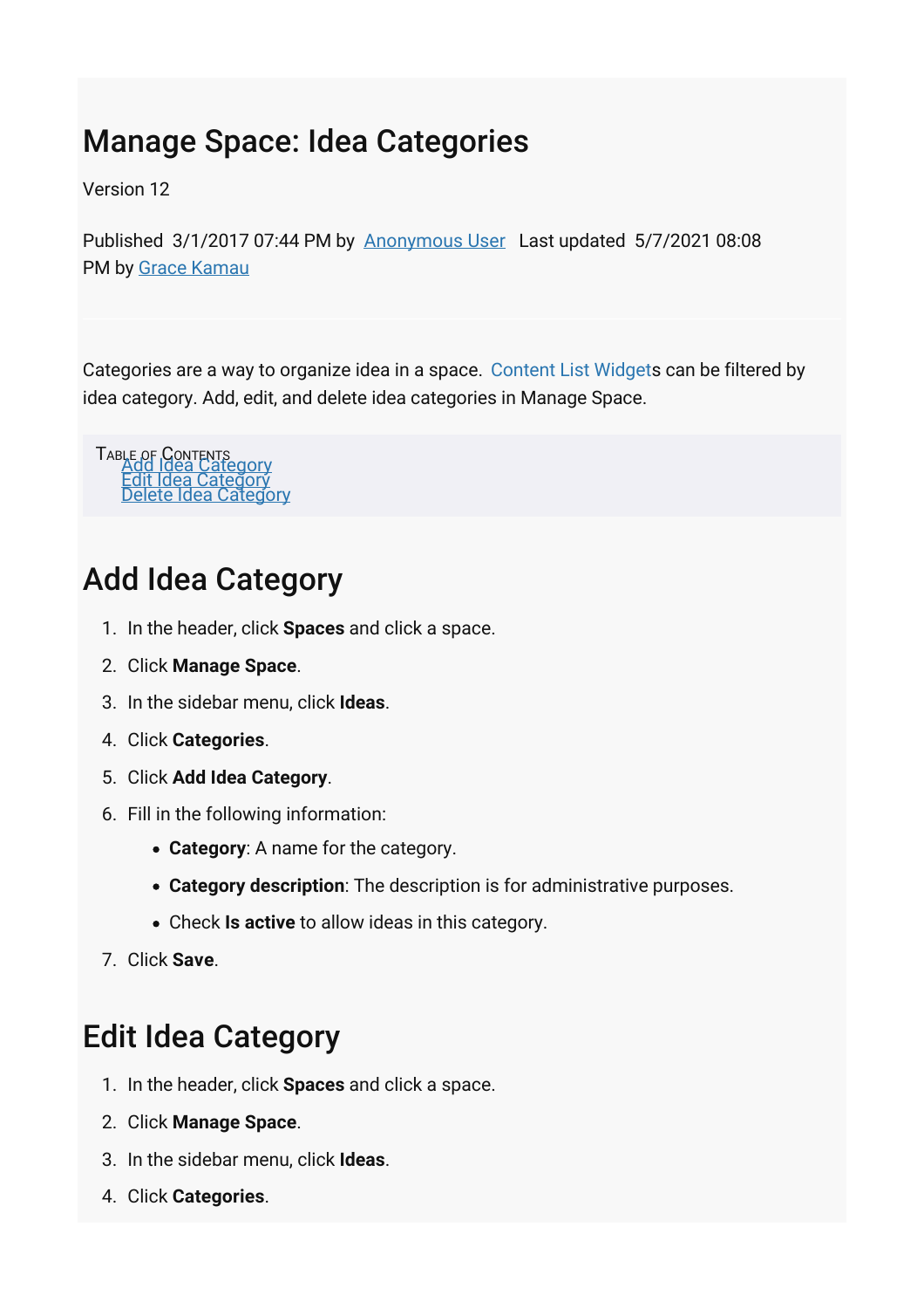# Manage Space: Idea Categories

Version 12

Published 3/1/2017 07:44 PM by Anonymous User Last updated 5/7/2021 08:08 PM by Grace Kamau

Categories are a way to organize idea in a space. Content List Widgets can be filtered by idea category. Add, edit, and delete idea categories in Manage Space.

TABLE OF CONTENTS
- Add Idea Category
- Edit Idea Category
- Delete Idea Category

## Add Idea Category

1. In the header, click **Spaces** and click a space.
2. Click **Manage Space**.
3. In the sidebar menu, click **Ideas**.
4. Click **Categories**.
5. Click **Add Idea Category**.
6. Fill in the following information:
   - **Category**: A name for the category.
   - **Category description**: The description is for administrative purposes.
   - Check **Is active** to allow ideas in this category.
7. Click **Save**.

## Edit Idea Category

1. In the header, click **Spaces** and click a space.
2. Click **Manage Space**.
3. In the sidebar menu, click **Ideas**.
4. Click **Categories**.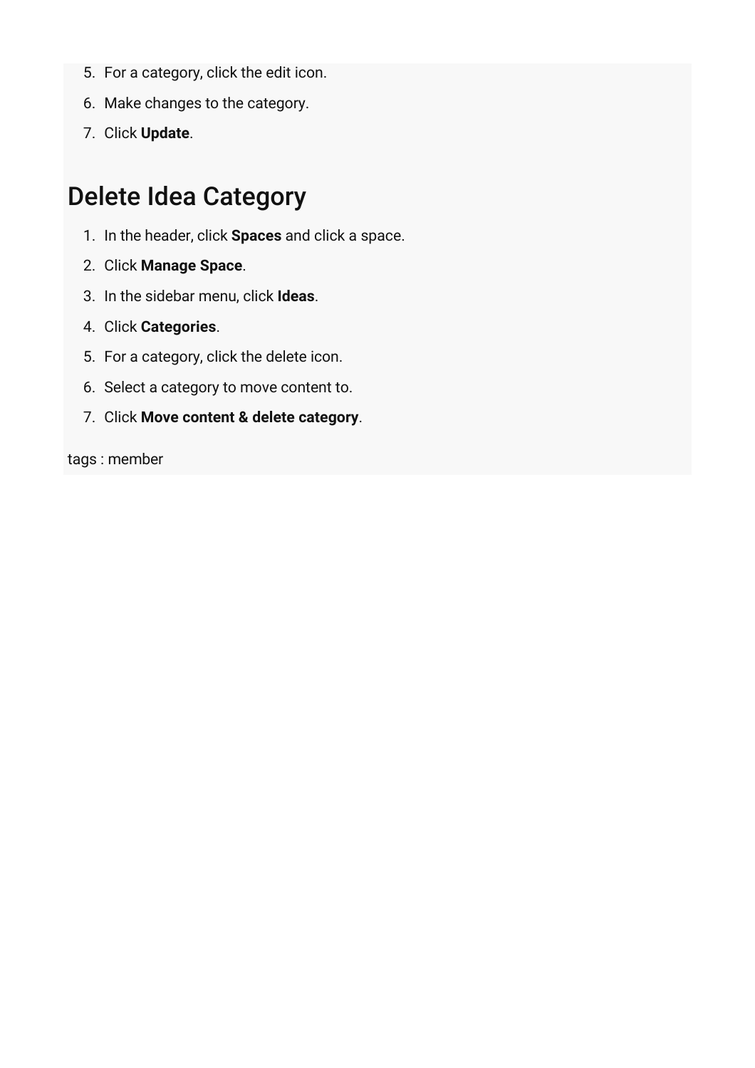5. For a category, click the edit icon.
6. Make changes to the category.
7. Click **Update**.

## Delete Idea Category

1. In the header, click **Spaces** and click a space.
2. Click **Manage Space**.
3. In the sidebar menu, click **Ideas**.
4. Click **Categories**.
5. For a category, click the delete icon.
6. Select a category to move content to.
7. Click **Move content & delete category**.

tags : member